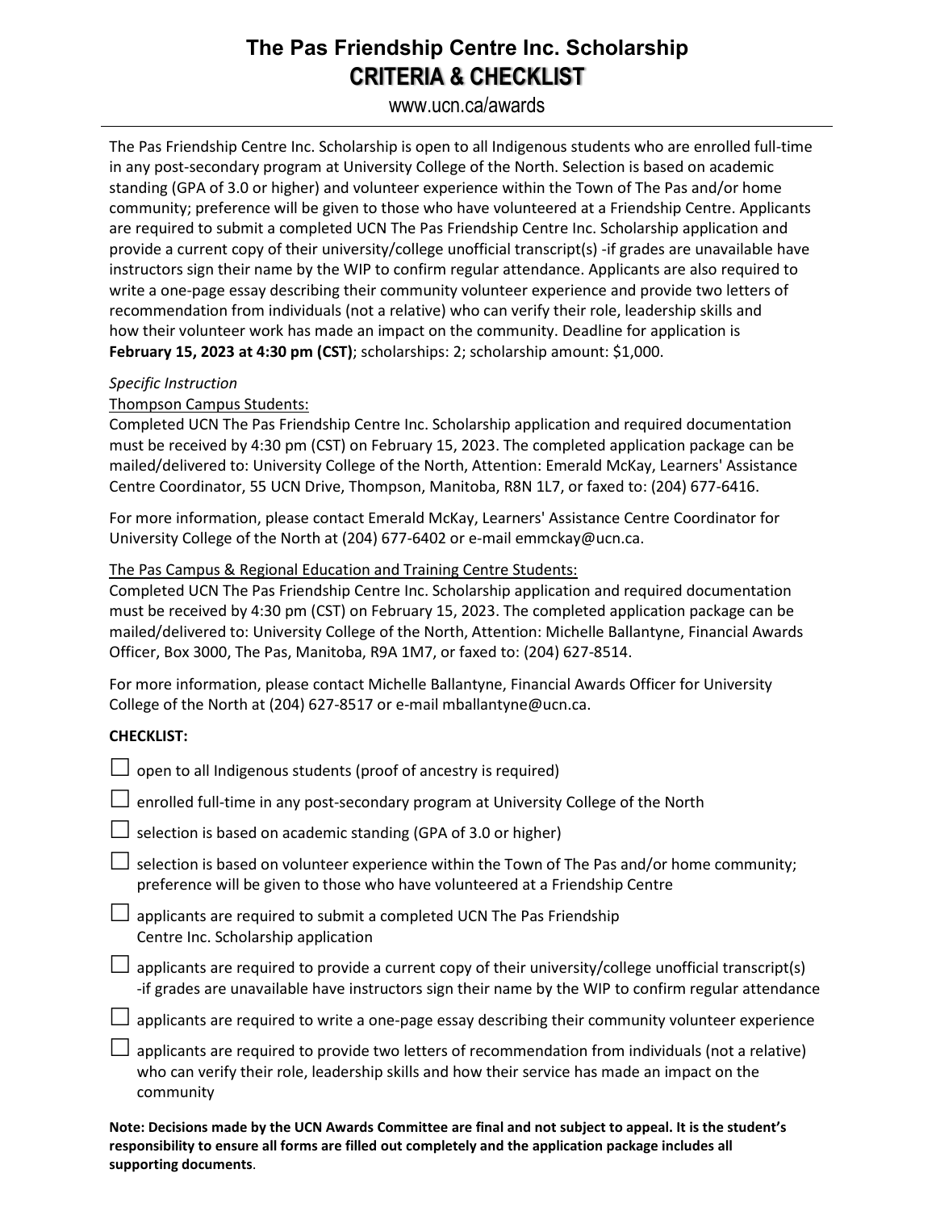# The Pas Friendship Centre Inc. Scholarship

## CRITERIA & CHECKLIST

www.ucn.ca/awards

The Pas Friendship Centre Inc. Scholarship is open to all Indigenous students who are enrolled full-time in any post-secondary program at University College of the North. Selection is based on academic standing (GPA of 3.0 or higher) and volunteer experience within the Town of The Pas and/or home community; preference will be given to those who have volunteered at a Friendship Centre. Applicants are required to submit a completed UCN The Pas Friendship Centre Inc. Scholarship application and provide a current copy of their university/college unofficial transcript(s) -if grades are unavailable have instructors sign their name by the WIP to confirm regular attendance. Applicants are also required to write a one-page essay describing their community volunteer experience and provide two letters of recommendation from individuals (not a relative) who can verify their role, leadership skills and how their volunteer work has made an impact on the community. Deadline for application is **February 15, 2023 at 4:30 pm (CST)**; scholarships: 2; scholarship amount: $1,000.

*Specific Instruction*

<u>Thompson Campus Students:</u>

Completed UCN The Pas Friendship Centre Inc. Scholarship application and required documentation must be received by 4:30 pm (CST) on February 15, 2023. The completed application package can be mailed/delivered to: University College of the North, Attention: Emerald McKay, Learners' Assistance Centre Coordinator, 55 UCN Drive, Thompson, Manitoba, R8N 1L7, or faxed to: (204) 677-6416.

For more information, please contact Emerald McKay, Learners' Assistance Centre Coordinator for University College of the North at (204) 677-6402 or e-mail emmckay@ucn.ca.

<u>The Pas Campus & Regional Education and Training Centre Students:</u>

Completed UCN The Pas Friendship Centre Inc. Scholarship application and required documentation must be received by 4:30 pm (CST) on February 15, 2023. The completed application package can be mailed/delivered to: University College of the North, Attention: Michelle Ballantyne, Financial Awards Officer, Box 3000, The Pas, Manitoba, R9A 1M7, or faxed to: (204) 627-8514.

For more information, please contact Michelle Ballantyne, Financial Awards Officer for University College of the North at (204) 627-8517 or e-mail mballantyne@ucn.ca.

**CHECKLIST:**

- ☐ open to all Indigenous students (proof of ancestry is required)
- ☐ enrolled full-time in any post-secondary program at University College of the North
- ☐ selection is based on academic standing (GPA of 3.0 or higher)
- ☐ selection is based on volunteer experience within the Town of The Pas and/or home community; preference will be given to those who have volunteered at a Friendship Centre
- ☐ applicants are required to submit a completed UCN The Pas Friendship Centre Inc. Scholarship application
- ☐ applicants are required to provide a current copy of their university/college unofficial transcript(s) -if grades are unavailable have instructors sign their name by the WIP to confirm regular attendance
- ☐ applicants are required to write a one-page essay describing their community volunteer experience
- ☐ applicants are required to provide two letters of recommendation from individuals (not a relative) who can verify their role, leadership skills and how their service has made an impact on the community

**Note: Decisions made by the UCN Awards Committee are final and not subject to appeal. It is the student's responsibility to ensure all forms are filled out completely and the application package includes all supporting documents**.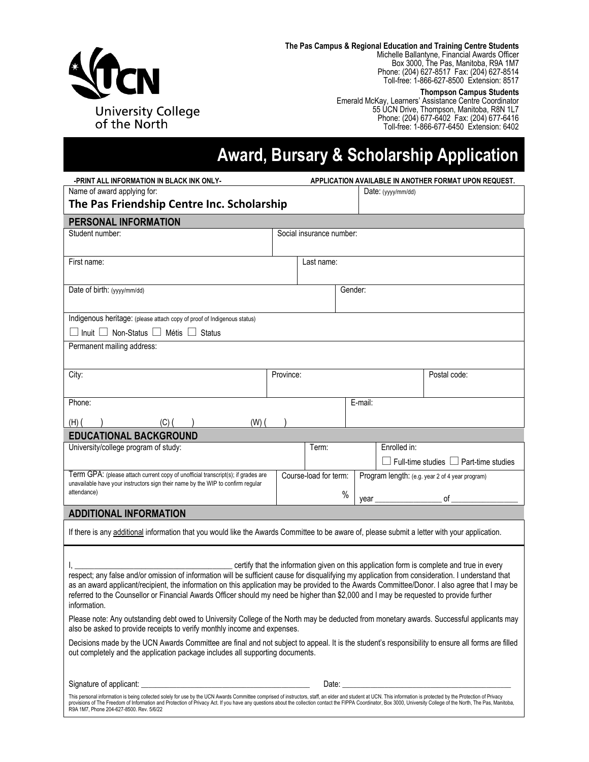University College of the North

**The Pas Campus & Regional Education and Training Centre Students**
Michelle Ballantyne, Financial Awards Officer
Box 3000, The Pas, Manitoba, R9A 1M7
Phone: (204) 627-8517 Fax: (204) 627-8514
Toll-free: 1-866-627-8500 Extension: 8517

**Thompson Campus Students**
Emerald McKay, Learners' Assistance Centre Coordinator
55 UCN Drive, Thompson, Manitoba, R8N 1L7
Phone: (204) 677-6402 Fax: (204) 677-6416
Toll-free: 1-866-677-6450 Extension: 6402

# Award, Bursary & Scholarship Application

**-PRINT ALL INFORMATION IN BLACK INK ONLY-** **APPLICATION AVAILABLE IN ANOTHER FORMAT UPON REQUEST.**

| | |
|---|---|
| Name of award applying for: **The Pas Friendship Centre Inc. Scholarship** | Date: (yyyy/mm/dd) |

## PERSONAL INFORMATION

| | |
|---|---|
| Student number: | Social insurance number: |
| First name: | Last name: |
| Date of birth: (yyyy/mm/dd) | Gender: |

Indigenous heritage: (please attach copy of proof of Indigenous status)

☐ Inuit ☐ Non-Status ☐ Métis ☐ Status

Permanent mailing address:

| | | |
|---|---|---|
| City: | Province: | Postal code: |

| | |
|---|---|
| Phone: (H) ( ) (C) ( ) (W) ( ) | E-mail: |

## EDUCATIONAL BACKGROUND

| | | |
|---|---|---|
| University/college program of study: | Term: | Enrolled in: ☐ Full-time studies ☐ Part-time studies |
| Term GPA: (please attach current copy of unofficial transcript(s); if grades are unavailable have your instructors sign their name by the WIP to confirm regular attendance) | Course-load for term: % | Program length: (e.g. year 2 of 4 year program) year _______ of _______ |

## ADDITIONAL INFORMATION

If there is any additional information that you would like the Awards Committee to be aware of, please submit a letter with your application.

I, ______________________________ certify that the information given on this application form is complete and true in every respect; any false and/or omission of information will be sufficient cause for disqualifying my application from consideration. I understand that as an award applicant/recipient, the information on this application may be provided to the Awards Committee/Donor. I also agree that I may be referred to the Counsellor or Financial Awards Officer should my need be higher than $2,000 and I may be requested to provide further information.

Please note: Any outstanding debt owed to University College of the North may be deducted from monetary awards. Successful applicants may also be asked to provide receipts to verify monthly income and expenses.

Decisions made by the UCN Awards Committee are final and not subject to appeal. It is the student's responsibility to ensure all forms are filled out completely and the application package includes all supporting documents.

Signature of applicant: ______________________________ Date: ______________________________

This personal information is being collected solely for use by the UCN Awards Committee comprised of instructors, staff, an elder and student at UCN. This information is protected by the Protection of Privacy provisions of The Freedom of Information and Protection of Privacy Act. If you have any questions about the collection contact the FIPPA Coordinator, Box 3000, University College of the North, The Pas, Manitoba, R9A 1M7, Phone 204-627-8500. Rev. 5/6/22